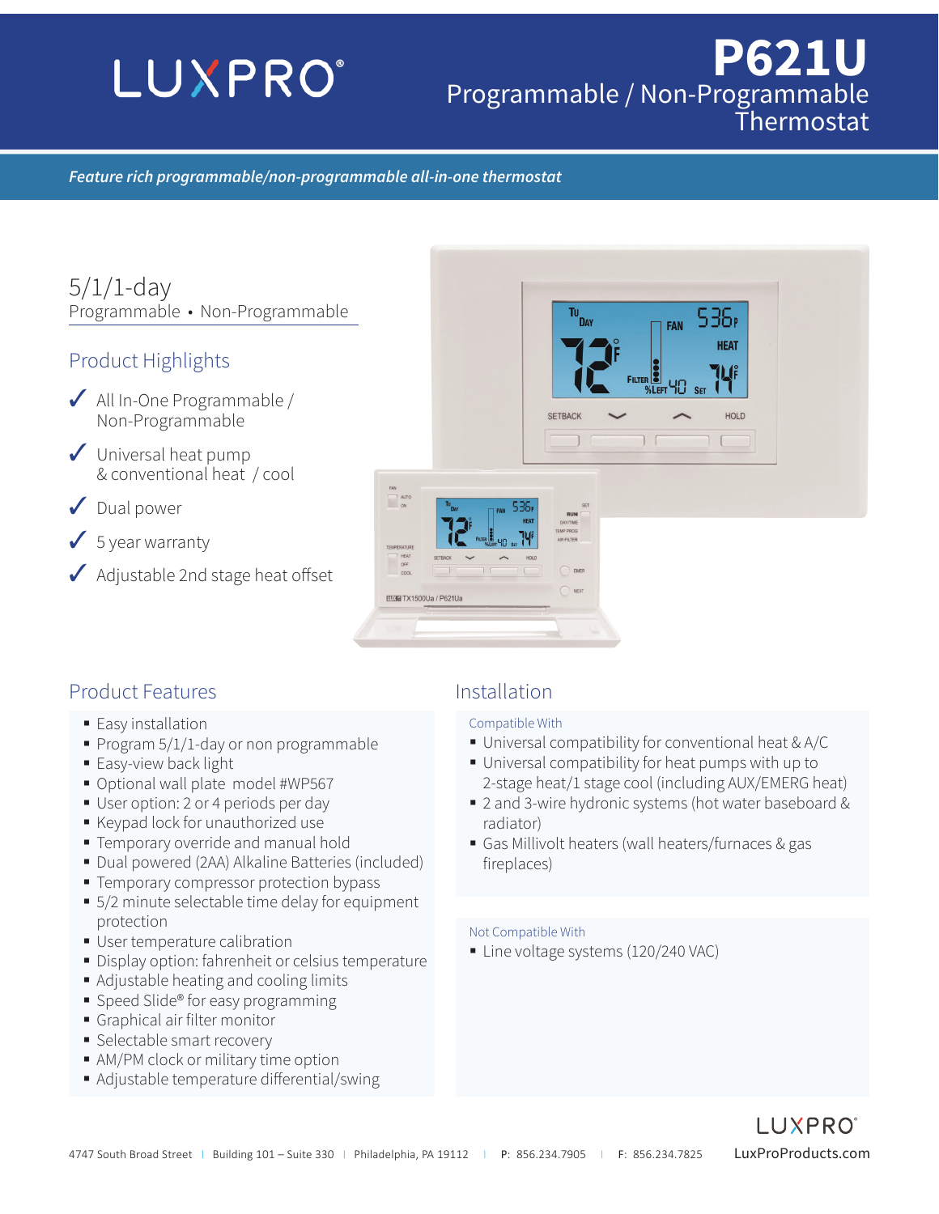# LUXPRO®

# P621U
## Programmable / Non-Programmable Thermostat

*Feature rich programmable/non-programmable all-in-one thermostat*

### 5/1/1-day
Programmable • Non-Programmable

## Product Highlights

- ✓ All In-One Programmable / Non-Programmable
- ✓ Universal heat pump & conventional heat / cool
- ✓ Dual power
- ✓ 5 year warranty
- ✓ Adjustable 2nd stage heat offset

## Product Features

- Easy installation
- Program 5/1/1-day or non programmable
- Easy-view back light
- Optional wall plate model #WP567
- User option: 2 or 4 periods per day
- Keypad lock for unauthorized use
- Temporary override and manual hold
- Dual powered (2AA) Alkaline Batteries (included)
- Temporary compressor protection bypass
- 5/2 minute selectable time delay for equipment protection
- User temperature calibration
- Display option: fahrenheit or celsius temperature
- Adjustable heating and cooling limits
- Speed Slide® for easy programming
- Graphical air filter monitor
- Selectable smart recovery
- AM/PM clock or military time option
- Adjustable temperature differential/swing

## Installation

### Compatible With

- Universal compatibility for conventional heat & A/C
- Universal compatibility for heat pumps with up to 2-stage heat/1 stage cool (including AUX/EMERG heat)
- 2 and 3-wire hydronic systems (hot water baseboard & radiator)
- Gas Millivolt heaters (wall heaters/furnaces & gas fireplaces)

### Not Compatible With

- Line voltage systems (120/240 VAC)

4747 South Broad Street | Building 101 – Suite 330 | Philadelphia, PA 19112 | P: 856.234.7905 | F: 856.234.7825

LUXPRO® LuxProProducts.com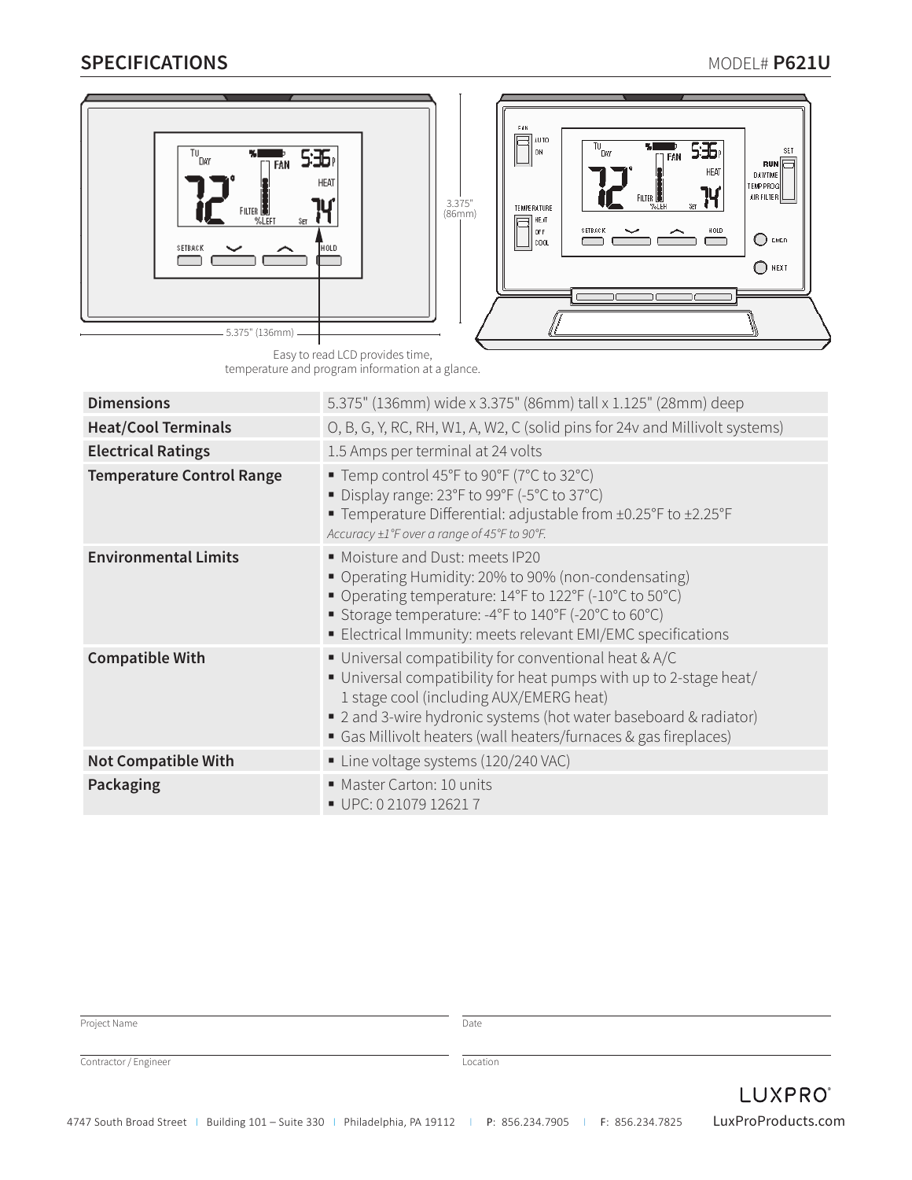## SPECIFICATIONS

MODEL# **P621U**

3.375" (86mm)

5.375" (136mm)

Easy to read LCD provides time, temperature and program information at a glance.

| | |
|---|---|
| **Dimensions** | 5.375" (136mm) wide x 3.375" (86mm) tall x 1.125" (28mm) deep |
| **Heat/Cool Terminals** | O, B, G, Y, RC, RH, W1, A, W2, C (solid pins for 24v and Millivolt systems) |
| **Electrical Ratings** | 1.5 Amps per terminal at 24 volts |
| **Temperature Control Range** | ▪ Temp control 45°F to 90°F (7°C to 32°C)<br>▪ Display range: 23°F to 99°F (-5°C to 37°C)<br>▪ Temperature Differential: adjustable from ±0.25°F to ±2.25°F<br>*Accuracy ±1°F over a range of 45°F to 90°F.* |
| **Environmental Limits** | ▪ Moisture and Dust: meets IP20<br>▪ Operating Humidity: 20% to 90% (non-condensating)<br>▪ Operating temperature: 14°F to 122°F (-10°C to 50°C)<br>▪ Storage temperature: -4°F to 140°F (-20°C to 60°C)<br>▪ Electrical Immunity: meets relevant EMI/EMC specifications |
| **Compatible With** | ▪ Universal compatibility for conventional heat & A/C<br>▪ Universal compatibility for heat pumps with up to 2-stage heat/ 1 stage cool (including AUX/EMERG heat)<br>▪ 2 and 3-wire hydronic systems (hot water baseboard & radiator)<br>▪ Gas Millivolt heaters (wall heaters/furnaces & gas fireplaces) |
| **Not Compatible With** | ▪ Line voltage systems (120/240 VAC) |
| **Packaging** | ▪ Master Carton: 10 units<br>▪ UPC: 0 21079 12621 7 |

Project Name

Date

Contractor / Engineer

Location

LUXPRO®

4747 South Broad Street | Building 101 – Suite 330 | Philadelphia, PA 19112 | P: 856.234.7905 | F: 856.234.7825 LuxProProducts.com